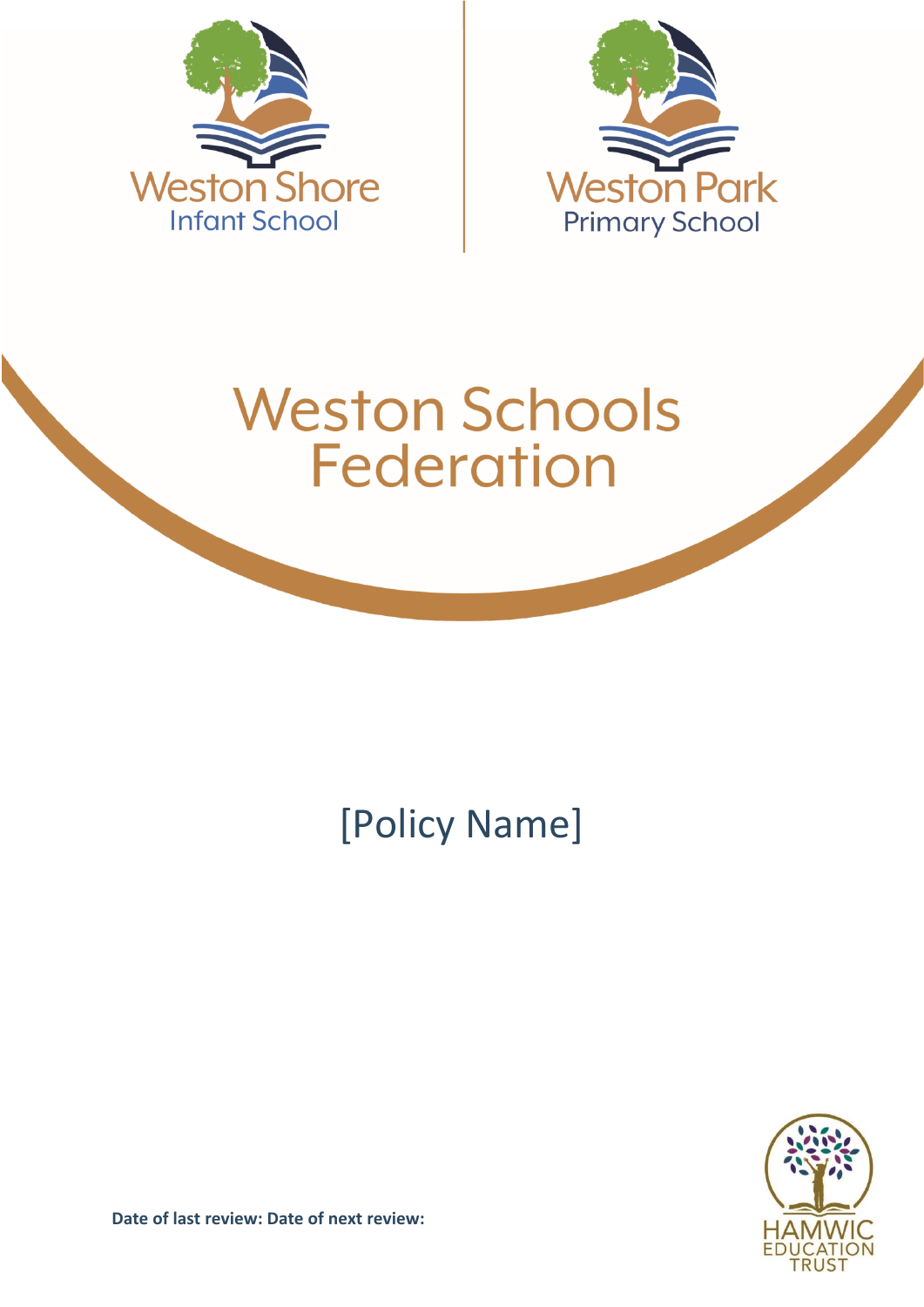Weston Shore
Infant School

Weston Park
Primary School

# Weston Schools Federation

[Policy Name]

**Date of last review: Date of next review:**

HAMWIC EDUCATION TRUST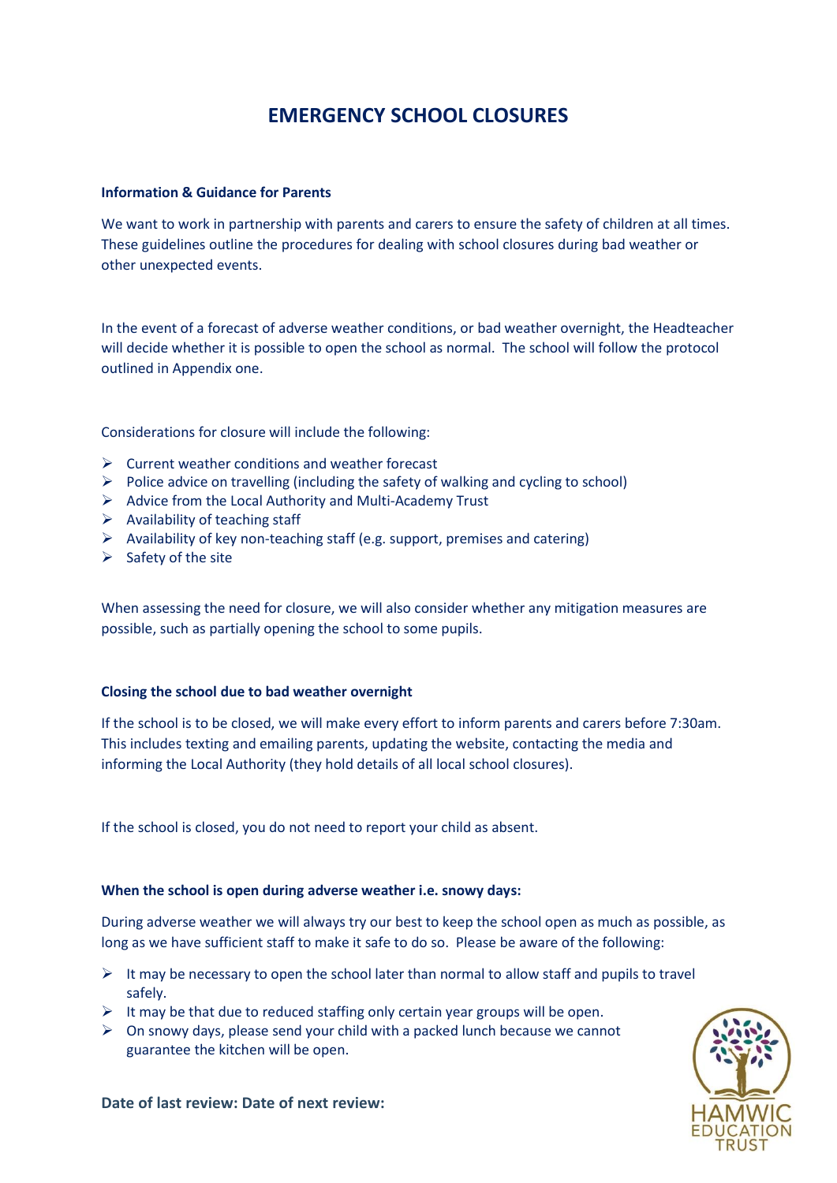# EMERGENCY SCHOOL CLOSURES

**Information & Guidance for Parents**

We want to work in partnership with parents and carers to ensure the safety of children at all times. These guidelines outline the procedures for dealing with school closures during bad weather or other unexpected events.

In the event of a forecast of adverse weather conditions, or bad weather overnight, the Headteacher will decide whether it is possible to open the school as normal. The school will follow the protocol outlined in Appendix one.

Considerations for closure will include the following:

- Current weather conditions and weather forecast
- Police advice on travelling (including the safety of walking and cycling to school)
- Advice from the Local Authority and Multi-Academy Trust
- Availability of teaching staff
- Availability of key non-teaching staff (e.g. support, premises and catering)
- Safety of the site

When assessing the need for closure, we will also consider whether any mitigation measures are possible, such as partially opening the school to some pupils.

**Closing the school due to bad weather overnight**

If the school is to be closed, we will make every effort to inform parents and carers before 7:30am. This includes texting and emailing parents, updating the website, contacting the media and informing the Local Authority (they hold details of all local school closures).

If the school is closed, you do not need to report your child as absent.

**When the school is open during adverse weather i.e. snowy days:**

During adverse weather we will always try our best to keep the school open as much as possible, as long as we have sufficient staff to make it safe to do so. Please be aware of the following:

- It may be necessary to open the school later than normal to allow staff and pupils to travel safely.
- It may be that due to reduced staffing only certain year groups will be open.
- On snowy days, please send your child with a packed lunch because we cannot guarantee the kitchen will be open.

**Date of last review: Date of next review:**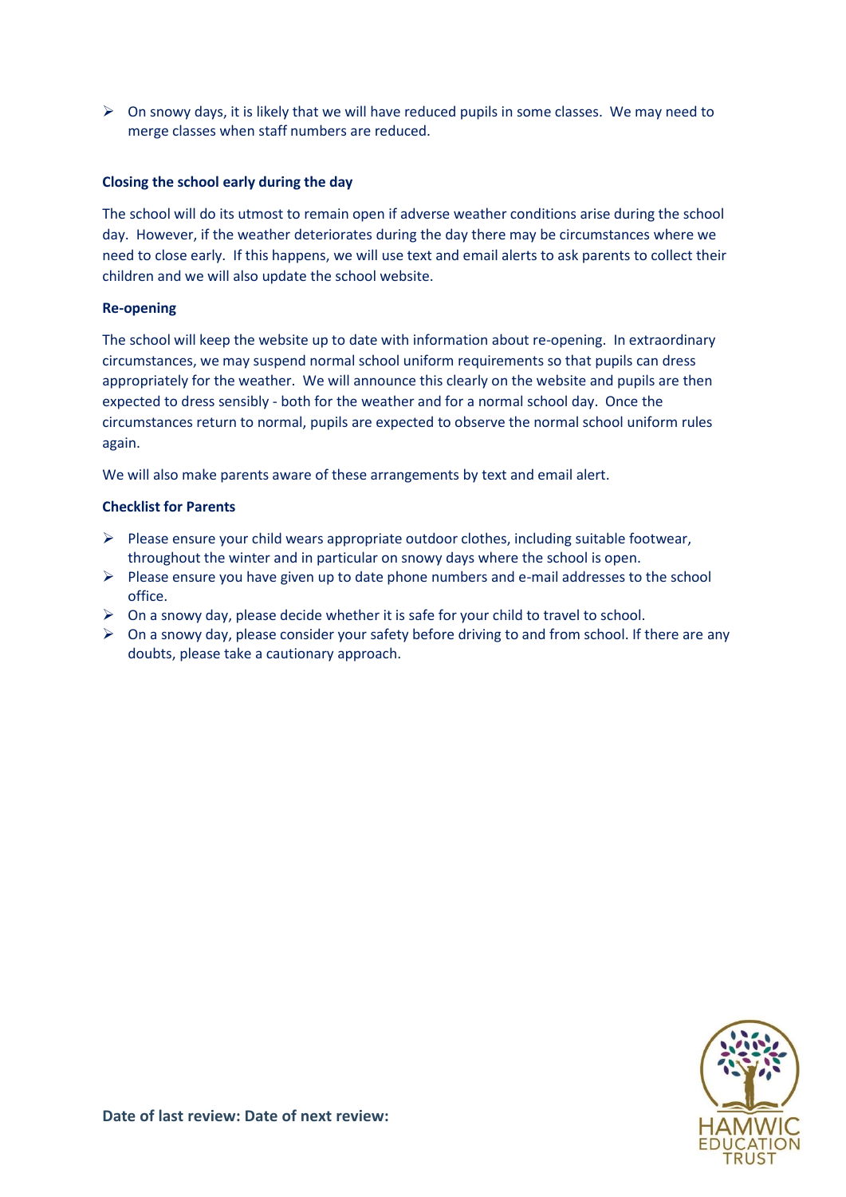- On snowy days, it is likely that we will have reduced pupils in some classes. We may need to merge classes when staff numbers are reduced.

**Closing the school early during the day**

The school will do its utmost to remain open if adverse weather conditions arise during the school day. However, if the weather deteriorates during the day there may be circumstances where we need to close early. If this happens, we will use text and email alerts to ask parents to collect their children and we will also update the school website.

**Re-opening**

The school will keep the website up to date with information about re-opening. In extraordinary circumstances, we may suspend normal school uniform requirements so that pupils can dress appropriately for the weather. We will announce this clearly on the website and pupils are then expected to dress sensibly - both for the weather and for a normal school day. Once the circumstances return to normal, pupils are expected to observe the normal school uniform rules again.

We will also make parents aware of these arrangements by text and email alert.

**Checklist for Parents**

- Please ensure your child wears appropriate outdoor clothes, including suitable footwear, throughout the winter and in particular on snowy days where the school is open.
- Please ensure you have given up to date phone numbers and e-mail addresses to the school office.
- On a snowy day, please decide whether it is safe for your child to travel to school.
- On a snowy day, please consider your safety before driving to and from school. If there are any doubts, please take a cautionary approach.

**Date of last review: Date of next review:**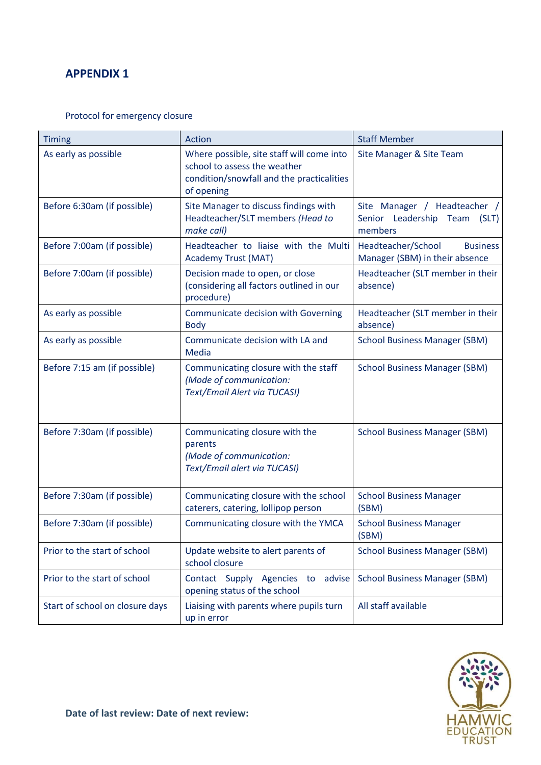## APPENDIX 1

Protocol for emergency closure

| Timing | Action | Staff Member |
|---|---|---|
| As early as possible | Where possible, site staff will come into school to assess the weather condition/snowfall and the practicalities of opening | Site Manager & Site Team |
| Before 6:30am (if possible) | Site Manager to discuss findings with Headteacher/SLT members *(Head to make call)* | Site Manager / Headteacher / Senior Leadership Team (SLT) members |
| Before 7:00am (if possible) | Headteacher to liaise with the Multi Academy Trust (MAT) | Headteacher/School Business Manager (SBM) in their absence |
| Before 7:00am (if possible) | Decision made to open, or close (considering all factors outlined in our procedure) | Headteacher (SLT member in their absence) |
| As early as possible | Communicate decision with Governing Body | Headteacher (SLT member in their absence) |
| As early as possible | Communicate decision with LA and Media | School Business Manager (SBM) |
| Before 7:15 am (if possible) | Communicating closure with the staff *(Mode of communication: Text/Email Alert via TUCASI)* | School Business Manager (SBM) |
| Before 7:30am (if possible) | Communicating closure with the parents *(Mode of communication: Text/Email alert via TUCASI)* | School Business Manager (SBM) |
| Before 7:30am (if possible) | Communicating closure with the school caterers, catering, lollipop person | School Business Manager (SBM) |
| Before 7:30am (if possible) | Communicating closure with the YMCA | School Business Manager (SBM) |
| Prior to the start of school | Update website to alert parents of school closure | School Business Manager (SBM) |
| Prior to the start of school | Contact Supply Agencies to advise opening status of the school | School Business Manager (SBM) |
| Start of school on closure days | Liaising with parents where pupils turn up in error | All staff available |

**Date of last review: Date of next review:**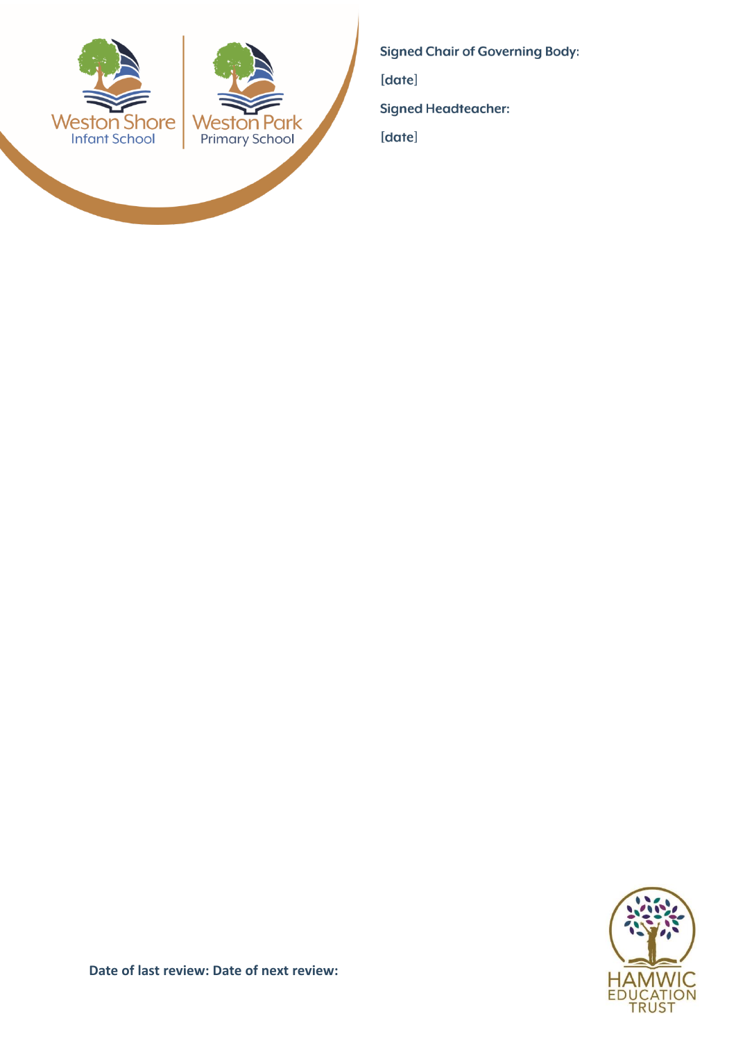Signed Chair of Governing Body:

[date]

Signed Headteacher:

[date]

**Date of last review: Date of next review:**